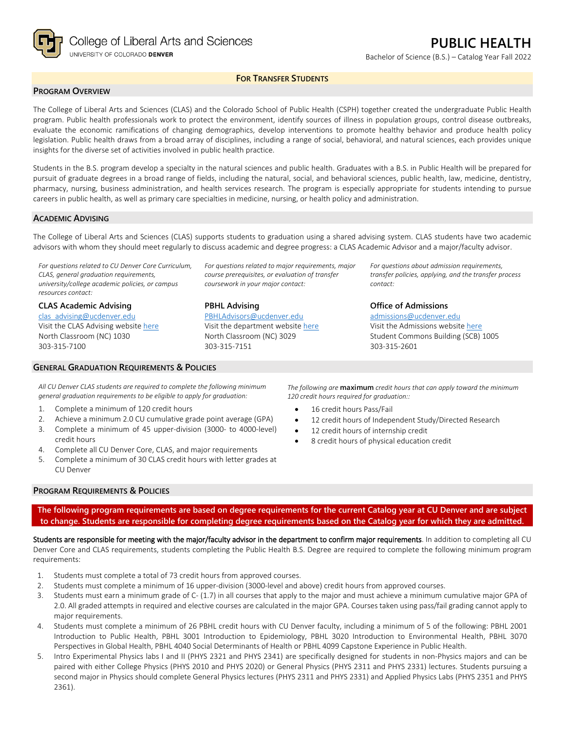College of Liberal Arts and Sciences
UNIVERSITY OF COLORADO DENVER

# PUBLIC HEALTH

Bachelor of Science (B.S.) – Catalog Year Fall 2022

**FOR TRANSFER STUDENTS**

## PROGRAM OVERVIEW

The College of Liberal Arts and Sciences (CLAS) and the Colorado School of Public Health (CSPH) together created the undergraduate Public Health program. Public health professionals work to protect the environment, identify sources of illness in population groups, control disease outbreaks, evaluate the economic ramifications of changing demographics, develop interventions to promote healthy behavior and produce health policy legislation. Public health draws from a broad array of disciplines, including a range of social, behavioral, and natural sciences, each provides unique insights for the diverse set of activities involved in public health practice.

Students in the B.S. program develop a specialty in the natural sciences and public health. Graduates with a B.S. in Public Health will be prepared for pursuit of graduate degrees in a broad range of fields, including the natural, social, and behavioral sciences, public health, law, medicine, dentistry, pharmacy, nursing, business administration, and health services research. The program is especially appropriate for students intending to pursue careers in public health, as well as primary care specialties in medicine, nursing, or health policy and administration.

## ACADEMIC ADVISING

The College of Liberal Arts and Sciences (CLAS) supports students to graduation using a shared advising system. CLAS students have two academic advisors with whom they should meet regularly to discuss academic and degree progress: a CLAS Academic Advisor and a major/faculty advisor.

*For questions related to CU Denver Core Curriculum, CLAS, general graduation requirements, university/college academic policies, or campus resources contact:*

**CLAS Academic Advising**
clas_advising@ucdenver.edu
Visit the CLAS Advising website here
North Classroom (NC) 1030
303-315-7100

*For questions related to major requirements, major course prerequisites, or evaluation of transfer coursework in your major contact:*

**PBHL Advising**
PBHLAdvisors@ucdenver.edu
Visit the department website here
North Classroom (NC) 3029
303-315-7151

*For questions about admission requirements, transfer policies, applying, and the transfer process contact:*

**Office of Admissions**
admissions@ucdenver.edu
Visit the Admissions website here
Student Commons Building (SCB) 1005
303-315-2601

## GENERAL GRADUATION REQUIREMENTS & POLICIES

*All CU Denver CLAS students are required to complete the following minimum general graduation requirements to be eligible to apply for graduation:*

1. Complete a minimum of 120 credit hours
2. Achieve a minimum 2.0 CU cumulative grade point average (GPA)
3. Complete a minimum of 45 upper-division (3000- to 4000-level) credit hours
4. Complete all CU Denver Core, CLAS, and major requirements
5. Complete a minimum of 30 CLAS credit hours with letter grades at CU Denver

*The following are* **maximum** *credit hours that can apply toward the minimum 120 credit hours required for graduation::*

- 16 credit hours Pass/Fail
- 12 credit hours of Independent Study/Directed Research
- 12 credit hours of internship credit
- 8 credit hours of physical education credit

## PROGRAM REQUIREMENTS & POLICIES

**The following program requirements are based on degree requirements for the current Catalog year at CU Denver and are subject to change. Students are responsible for completing degree requirements based on the Catalog year for which they are admitted.**

Students are responsible for meeting with the major/faculty advisor in the department to confirm major requirements. In addition to completing all CU Denver Core and CLAS requirements, students completing the Public Health B.S. Degree are required to complete the following minimum program requirements:

1. Students must complete a total of 73 credit hours from approved courses.
2. Students must complete a minimum of 16 upper-division (3000-level and above) credit hours from approved courses.
3. Students must earn a minimum grade of C- (1.7) in all courses that apply to the major and must achieve a minimum cumulative major GPA of 2.0. All graded attempts in required and elective courses are calculated in the major GPA. Courses taken using pass/fail grading cannot apply to major requirements.
4. Students must complete a minimum of 26 PBHL credit hours with CU Denver faculty, including a minimum of 5 of the following: PBHL 2001 Introduction to Public Health, PBHL 3001 Introduction to Epidemiology, PBHL 3020 Introduction to Environmental Health, PBHL 3070 Perspectives in Global Health, PBHL 4040 Social Determinants of Health or PBHL 4099 Capstone Experience in Public Health.
5. Intro Experimental Physics labs I and II (PHYS 2321 and PHYS 2341) are specifically designed for students in non-Physics majors and can be paired with either College Physics (PHYS 2010 and PHYS 2020) or General Physics (PHYS 2311 and PHYS 2331) lectures. Students pursuing a second major in Physics should complete General Physics lectures (PHYS 2311 and PHYS 2331) and Applied Physics Labs (PHYS 2351 and PHYS 2361).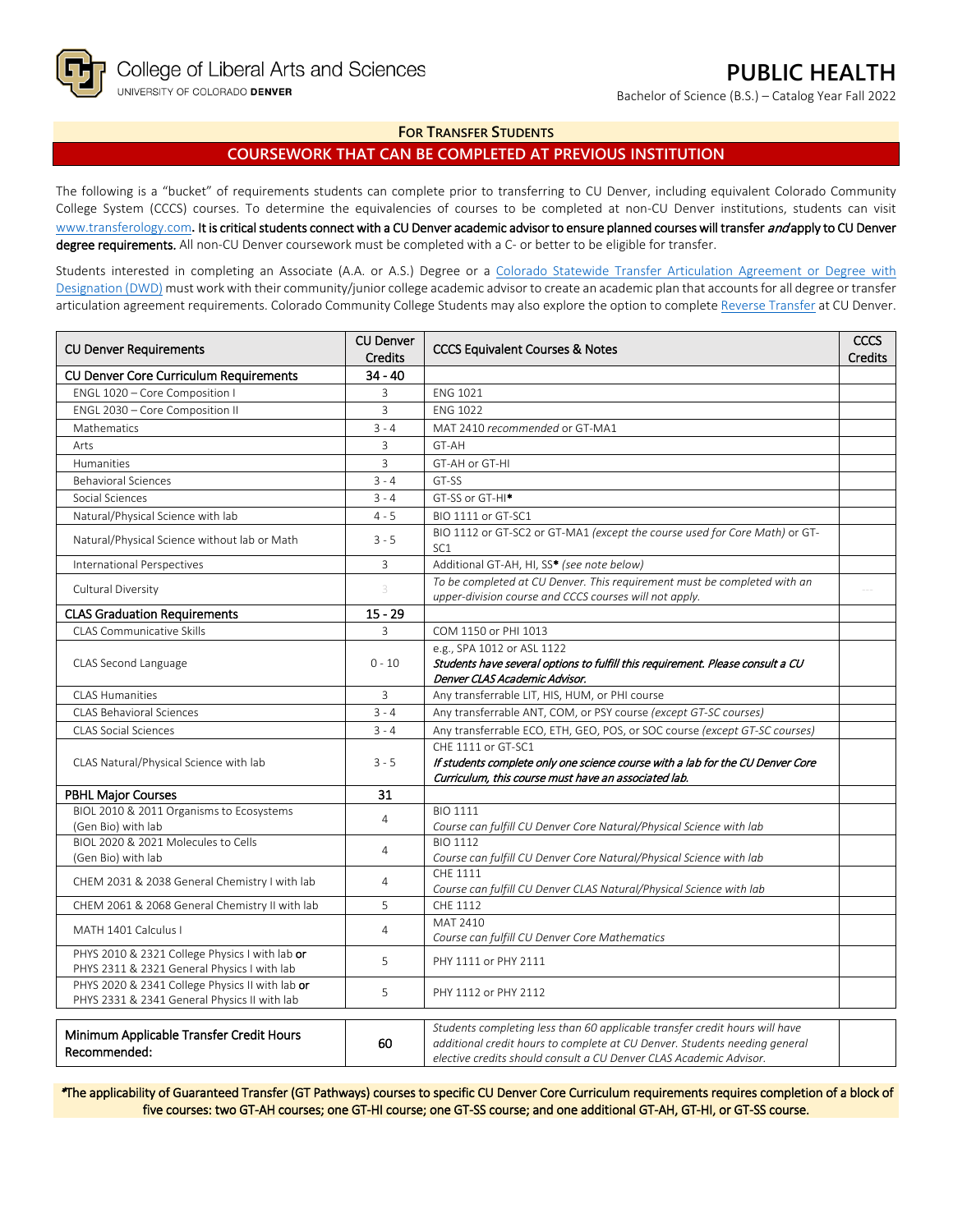# PUBLIC HEALTH

College of Liberal Arts and Sciences
UNIVERSITY OF COLORADO DENVER

Bachelor of Science (B.S.) – Catalog Year Fall 2022

## FOR TRANSFER STUDENTS

## COURSEWORK THAT CAN BE COMPLETED AT PREVIOUS INSTITUTION

The following is a "bucket" of requirements students can complete prior to transferring to CU Denver, including equivalent Colorado Community College System (CCCS) courses. To determine the equivalencies of courses to be completed at non-CU Denver institutions, students can visit [www.transferology.com](www.transferology.com). **It is critical students connect with a CU Denver academic advisor to ensure planned courses will transfer *and* apply to CU Denver degree requirements.** All non-CU Denver coursework must be completed with a C- or better to be eligible for transfer.

Students interested in completing an Associate (A.A. or A.S.) Degree or a Colorado Statewide Transfer Articulation Agreement or Degree with Designation (DWD) must work with their community/junior college academic advisor to create an academic plan that accounts for all degree or transfer articulation agreement requirements. Colorado Community College Students may also explore the option to complete Reverse Transfer at CU Denver.

| CU Denver Requirements | CU Denver Credits | CCCS Equivalent Courses & Notes | CCCS Credits |
|---|---|---|---|
| **CU Denver Core Curriculum Requirements** | **34 - 40** | | |
| ENGL 1020 – Core Composition I | 3 | ENG 1021 | |
| ENGL 2030 – Core Composition II | 3 | ENG 1022 | |
| Mathematics | 3 - 4 | MAT 2410 *recommended* or GT-MA1 | |
| Arts | 3 | GT-AH | |
| Humanities | 3 | GT-AH or GT-HI | |
| Behavioral Sciences | 3 - 4 | GT-SS | |
| Social Sciences | 3 - 4 | GT-SS or GT-HI* | |
| Natural/Physical Science with lab | 4 - 5 | BIO 1111 or GT-SC1 | |
| Natural/Physical Science without lab or Math | 3 - 5 | BIO 1112 or GT-SC2 or GT-MA1 *(except the course used for Core Math)* or GT-SC1 | |
| International Perspectives | 3 | Additional GT-AH, HI, SS* *(see note below)* | |
| Cultural Diversity | 3 | *To be completed at CU Denver. This requirement must be completed with an upper-division course and CCCS courses will not apply.* | |
| **CLAS Graduation Requirements** | **15 - 29** | | |
| CLAS Communicative Skills | 3 | COM 1150 or PHI 1013 | |
| CLAS Second Language | 0 - 10 | e.g., SPA 1012 or ASL 1122 ***Students have several options to fulfill this requirement. Please consult a CU Denver CLAS Academic Advisor.*** | |
| CLAS Humanities | 3 | Any transferrable LIT, HIS, HUM, or PHI course | |
| CLAS Behavioral Sciences | 3 - 4 | Any transferrable ANT, COM, or PSY course *(except GT-SC courses)* | |
| CLAS Social Sciences | 3 - 4 | Any transferrable ECO, ETH, GEO, POS, or SOC course *(except GT-SC courses)* | |
| CLAS Natural/Physical Science with lab | 3 - 5 | CHE 1111 or GT-SC1 ***If students complete only one science course with a lab for the CU Denver Core Curriculum, this course must have an associated lab.*** | |
| **PBHL Major Courses** | **31** | | |
| BIOL 2010 & 2011 Organisms to Ecosystems (Gen Bio) with lab | 4 | BIO 1111 *Course can fulfill CU Denver Core Natural/Physical Science with lab* | |
| BIOL 2020 & 2021 Molecules to Cells (Gen Bio) with lab | 4 | BIO 1112 *Course can fulfill CU Denver Core Natural/Physical Science with lab* | |
| CHEM 2031 & 2038 General Chemistry I with lab | 4 | CHE 1111 *Course can fulfill CU Denver CLAS Natural/Physical Science with lab* | |
| CHEM 2061 & 2068 General Chemistry II with lab | 5 | CHE 1112 | |
| MATH 1401 Calculus I | 4 | MAT 2410 *Course can fulfill CU Denver Core Mathematics* | |
| PHYS 2010 & 2321 College Physics I with lab **or** PHYS 2311 & 2321 General Physics I with lab | 5 | PHY 1111 or PHY 2111 | |
| PHYS 2020 & 2341 College Physics II with lab **or** PHYS 2331 & 2341 General Physics II with lab | 5 | PHY 1112 or PHY 2112 | |

| | | | |
|---|---|---|---|
| **Minimum Applicable Transfer Credit Hours Recommended:** | **60** | *Students completing less than 60 applicable transfer credit hours will have additional credit hours to complete at CU Denver. Students needing general elective credits should consult a CU Denver CLAS Academic Advisor.* | |

*The applicability of Guaranteed Transfer (GT Pathways) courses to specific CU Denver Core Curriculum requirements requires completion of a block of five courses: two GT-AH courses; one GT-HI course; one GT-SS course; and one additional GT-AH, GT-HI, or GT-SS course.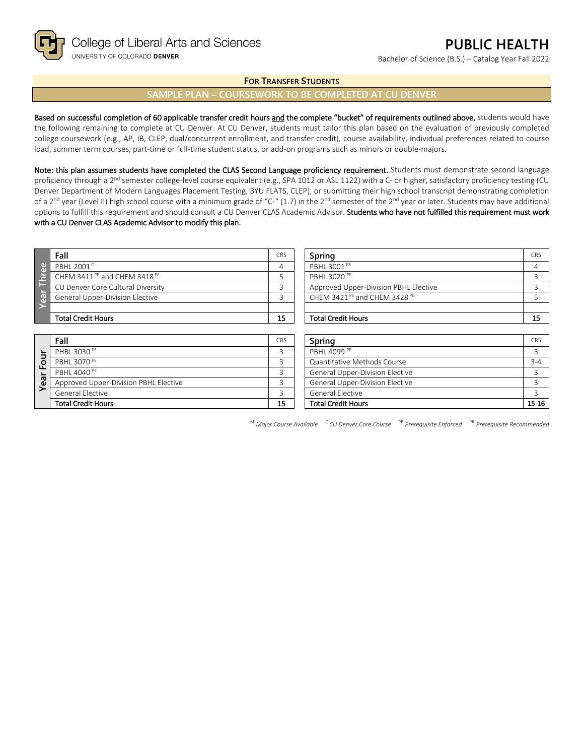# PUBLIC HEALTH

Bachelor of Science (B.S.) – Catalog Year Fall 2022

College of Liberal Arts and Sciences
UNIVERSITY OF COLORADO DENVER

## FOR TRANSFER STUDENTS

## SAMPLE PLAN – COURSEWORK TO BE COMPLETED AT CU DENVER

**Based on successful completion of 60 applicable transfer credit hours and the complete "bucket" of requirements outlined above,** students would have the following remaining to complete at CU Denver. At CU Denver, students must tailor this plan based on the evaluation of previously completed college coursework (e.g., AP, IB, CLEP, dual/concurrent enrollment, and transfer credit), course availability, individual preferences related to course load, summer term courses, part-time or full-time student status, or add-on programs such as minors or double-majors.

**Note: this plan assumes students have completed the CLAS Second Language proficiency requirement.** Students must demonstrate second language proficiency through a 2nd semester college-level course equivalent (e.g., SPA 1012 or ASL 1122) with a C- or higher, satisfactory proficiency testing (CU Denver Department of Modern Languages Placement Testing, BYU FLATS, CLEP), or submitting their high school transcript demonstrating completion of a 2nd year (Level II) high school course with a minimum grade of "C-" (1.7) in the 2nd semester of the 2nd year or later. Students may have additional options to fulfill this requirement and should consult a CU Denver CLAS Academic Advisor. **Students who have not fulfilled this requirement must work with a CU Denver CLAS Academic Advisor to modify this plan.**

### Year Three

| Fall | CRS | Spring | CRS |
|---|---|---|---|
| PBHL 2001 [C] | 4 | PBHL 3001 [PR] | 4 |
| CHEM 3411 [PE] and CHEM 3418 [PE] | 5 | PBHL 3020 [PE] | 3 |
| CU Denver Core Cultural Diversity | 3 | Approved Upper-Division PBHL Elective | 3 |
| General Upper-Division Elective | 3 | CHEM 3421 [PE] and CHEM 3428 [PE] | 5 |
| | | | |
| **Total Credit Hours** | **15** | **Total Credit Hours** | **15** |

### Year Four

| Fall | CRS | Spring | CRS |
|---|---|---|---|
| PBHL 3030 [PE] | 3 | PBHL 4099 [PE] | 3 |
| PBHL 3070 [PE] | 3 | Quantitative Methods Course | 3-4 |
| PBHL 4040 [PE] | 3 | General Upper-Division Elective | 3 |
| Approved Upper-Division PBHL Elective | 3 | General Upper-Division Elective | 3 |
| General Elective | 3 | General Elective | 3 |
| **Total Credit Hours** | **15** | **Total Credit Hours** | **15-16** |

[M] *Major Course Available* [C] *CU Denver Core Course* [PE] *Prerequisite Enforced* [PR] *Prerequisite Recommended*